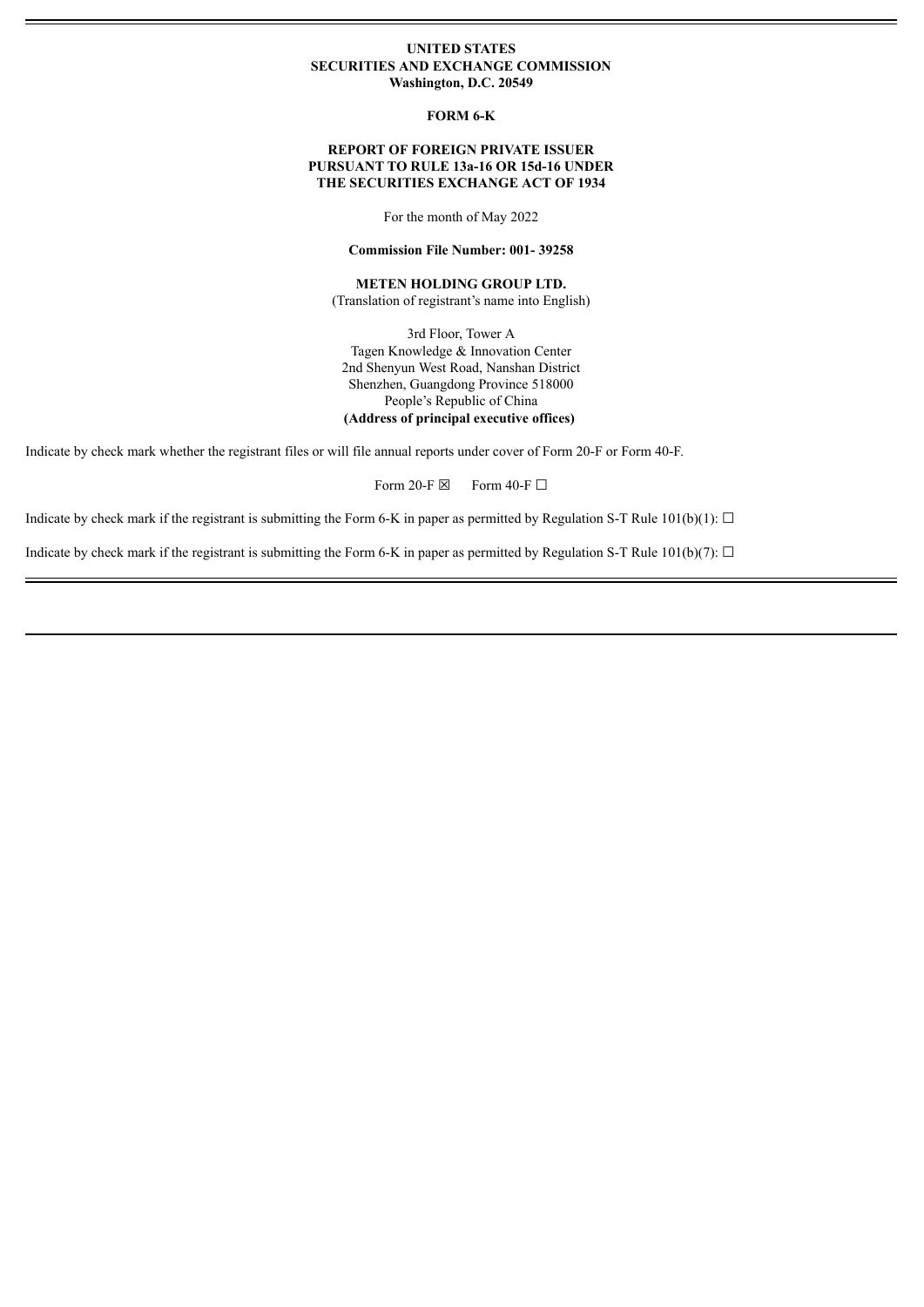**UNITED STATES**
**SECURITIES AND EXCHANGE COMMISSION**
**Washington, D.C. 20549**

**FORM 6-K**

**REPORT OF FOREIGN PRIVATE ISSUER**
**PURSUANT TO RULE 13a-16 OR 15d-16 UNDER**
**THE SECURITIES EXCHANGE ACT OF 1934**

For the month of May 2022

**Commission File Number: 001- 39258**

**METEN HOLDING GROUP LTD.**
(Translation of registrant's name into English)

3rd Floor, Tower A
Tagen Knowledge & Innovation Center
2nd Shenyun West Road, Nanshan District
Shenzhen, Guangdong Province 518000
People's Republic of China
**(Address of principal executive offices)**

Indicate by check mark whether the registrant files or will file annual reports under cover of Form 20-F or Form 40-F.

Form 20-F ☒ Form 40-F ☐

Indicate by check mark if the registrant is submitting the Form 6-K in paper as permitted by Regulation S-T Rule 101(b)(1): ☐

Indicate by check mark if the registrant is submitting the Form 6-K in paper as permitted by Regulation S-T Rule 101(b)(7): ☐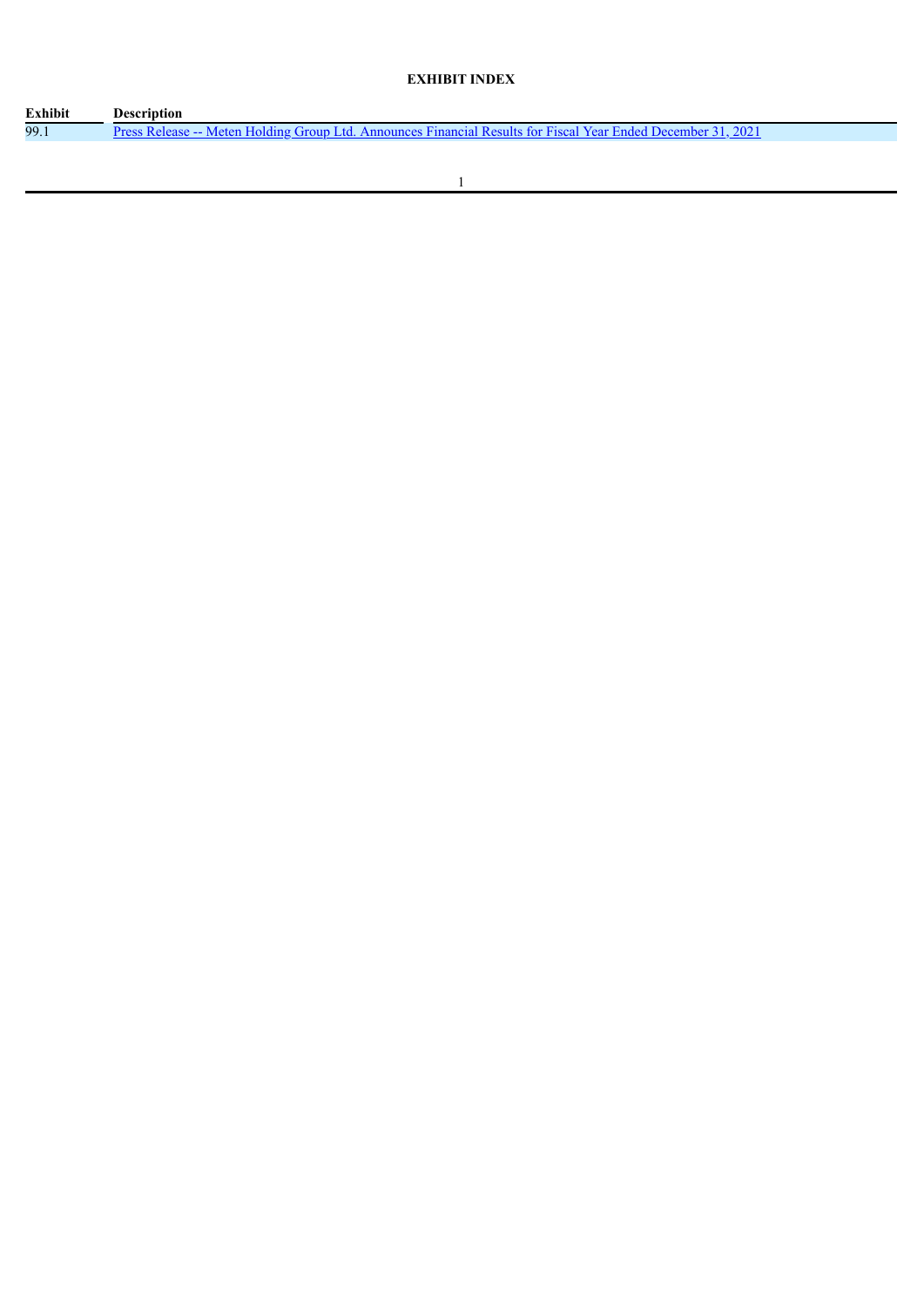**EXHIBIT INDEX**

| Exhibit | Description |
| --- | --- |
| 99.1 | Press Release -- Meten Holding Group Ltd. Announces Financial Results for Fiscal Year Ended December 31, 2021 |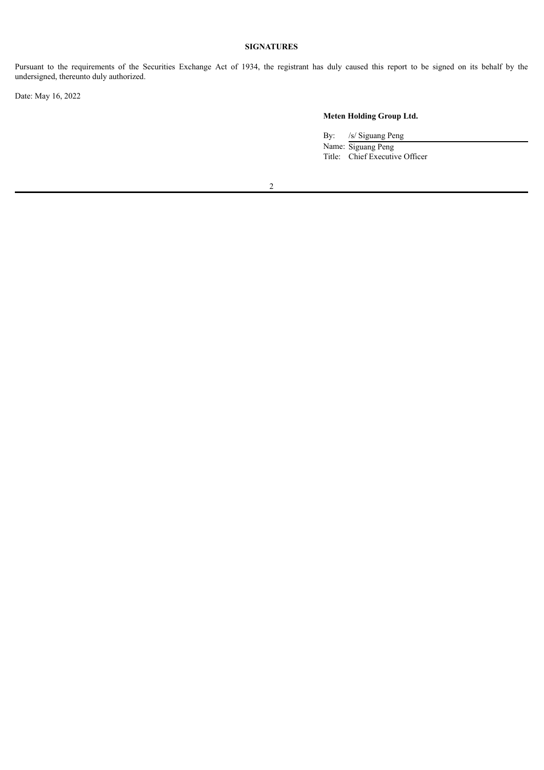**SIGNATURES**

Pursuant to the requirements of the Securities Exchange Act of 1934, the registrant has duly caused this report to be signed on its behalf by the undersigned, thereunto duly authorized.

Date: May 16, 2022

**Meten Holding Group Ltd.**

By: /s/ Siguang Peng
Name: Siguang Peng
Title: Chief Executive Officer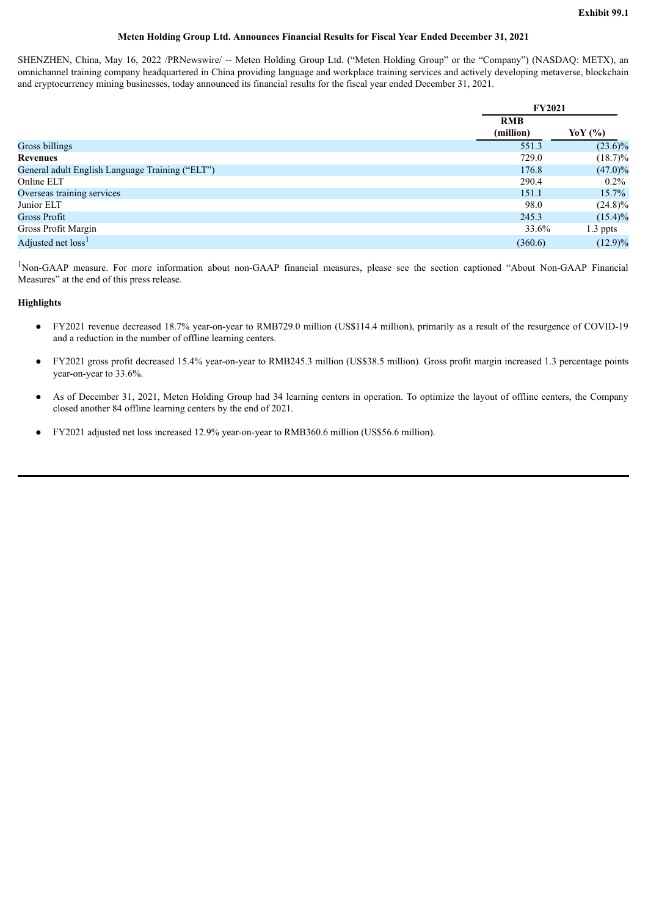**Exhibit 99.1**

**Meten Holding Group Ltd. Announces Financial Results for Fiscal Year Ended December 31, 2021**

SHENZHEN, China, May 16, 2022 /PRNewswire/ -- Meten Holding Group Ltd. ("Meten Holding Group" or the "Company") (NASDAQ: METX), an omnichannel training company headquartered in China providing language and workplace training services and actively developing metaverse, blockchain and cryptocurrency mining businesses, today announced its financial results for the fiscal year ended December 31, 2021.

| | FY2021 | |
|---|---|---|
| | **RMB (million)** | **YoY (%)** |
| Gross billings | 551.3 | (23.6)% |
| **Revenues** | 729.0 | (18.7)% |
| General adult English Language Training ("ELT") | 176.8 | (47.0)% |
| Online ELT | 290.4 | 0.2% |
| Overseas training services | 151.1 | 15.7% |
| Junior ELT | 98.0 | (24.8)% |
| Gross Profit | 245.3 | (15.4)% |
| Gross Profit Margin | 33.6% | 1.3 ppts |
| Adjusted net loss[1] | (360.6) | (12.9)% |

[1]Non-GAAP measure. For more information about non-GAAP financial measures, please see the section captioned "About Non-GAAP Financial Measures" at the end of this press release.

**Highlights**

- FY2021 revenue decreased 18.7% year-on-year to RMB729.0 million (US$114.4 million), primarily as a result of the resurgence of COVID-19 and a reduction in the number of offline learning centers.
- FY2021 gross profit decreased 15.4% year-on-year to RMB245.3 million (US$38.5 million). Gross profit margin increased 1.3 percentage points year-on-year to 33.6%.
- As of December 31, 2021, Meten Holding Group had 34 learning centers in operation. To optimize the layout of offline centers, the Company closed another 84 offline learning centers by the end of 2021.
- FY2021 adjusted net loss increased 12.9% year-on-year to RMB360.6 million (US$56.6 million).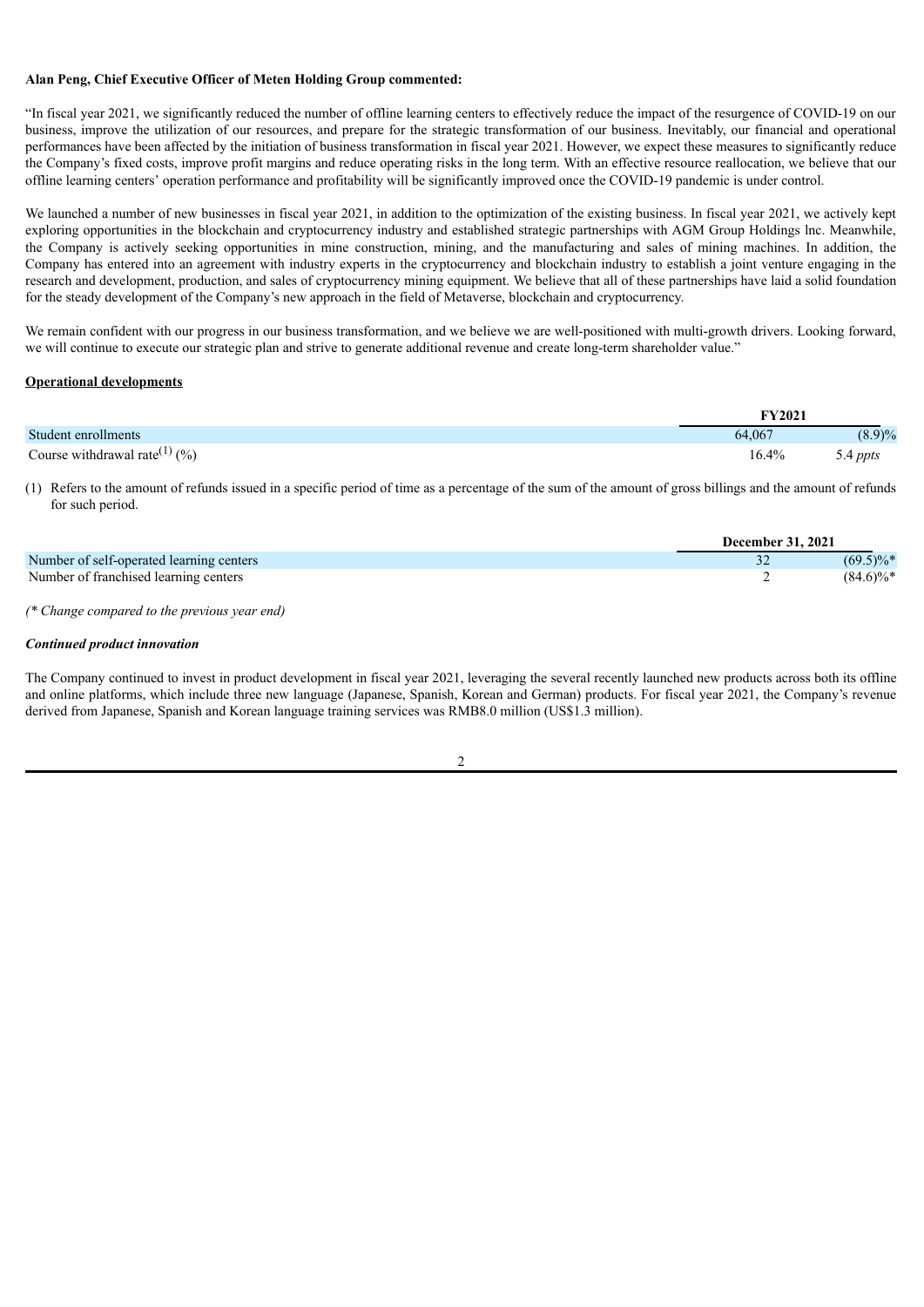**Alan Peng, Chief Executive Officer of Meten Holding Group commented:**

"In fiscal year 2021, we significantly reduced the number of offline learning centers to effectively reduce the impact of the resurgence of COVID-19 on our business, improve the utilization of our resources, and prepare for the strategic transformation of our business. Inevitably, our financial and operational performances have been affected by the initiation of business transformation in fiscal year 2021. However, we expect these measures to significantly reduce the Company's fixed costs, improve profit margins and reduce operating risks in the long term. With an effective resource reallocation, we believe that our offline learning centers' operation performance and profitability will be significantly improved once the COVID-19 pandemic is under control.

We launched a number of new businesses in fiscal year 2021, in addition to the optimization of the existing business. In fiscal year 2021, we actively kept exploring opportunities in the blockchain and cryptocurrency industry and established strategic partnerships with AGM Group Holdings lnc. Meanwhile, the Company is actively seeking opportunities in mine construction, mining, and the manufacturing and sales of mining machines. In addition, the Company has entered into an agreement with industry experts in the cryptocurrency and blockchain industry to establish a joint venture engaging in the research and development, production, and sales of cryptocurrency mining equipment. We believe that all of these partnerships have laid a solid foundation for the steady development of the Company's new approach in the field of Metaverse, blockchain and cryptocurrency.

We remain confident with our progress in our business transformation, and we believe we are well-positioned with multi-growth drivers. Looking forward, we will continue to execute our strategic plan and strive to generate additional revenue and create long-term shareholder value."

**Operational developments**

| | FY2021 | |
|---|---|---|
| Student enrollments | 64,067 | (8.9)% |
| Course withdrawal rate[1] (%) | 16.4% | 5.4 *ppts* |

(1) Refers to the amount of refunds issued in a specific period of time as a percentage of the sum of the amount of gross billings and the amount of refunds for such period.

| | December 31, 2021 | |
|---|---|---|
| Number of self-operated learning centers | 32 | (69.5)%* |
| Number of franchised learning centers | 2 | (84.6)%* |

*(\* Change compared to the previous year end)*

***Continued product innovation***

The Company continued to invest in product development in fiscal year 2021, leveraging the several recently launched new products across both its offline and online platforms, which include three new language (Japanese, Spanish, Korean and German) products. For fiscal year 2021, the Company's revenue derived from Japanese, Spanish and Korean language training services was RMB8.0 million (US$1.3 million).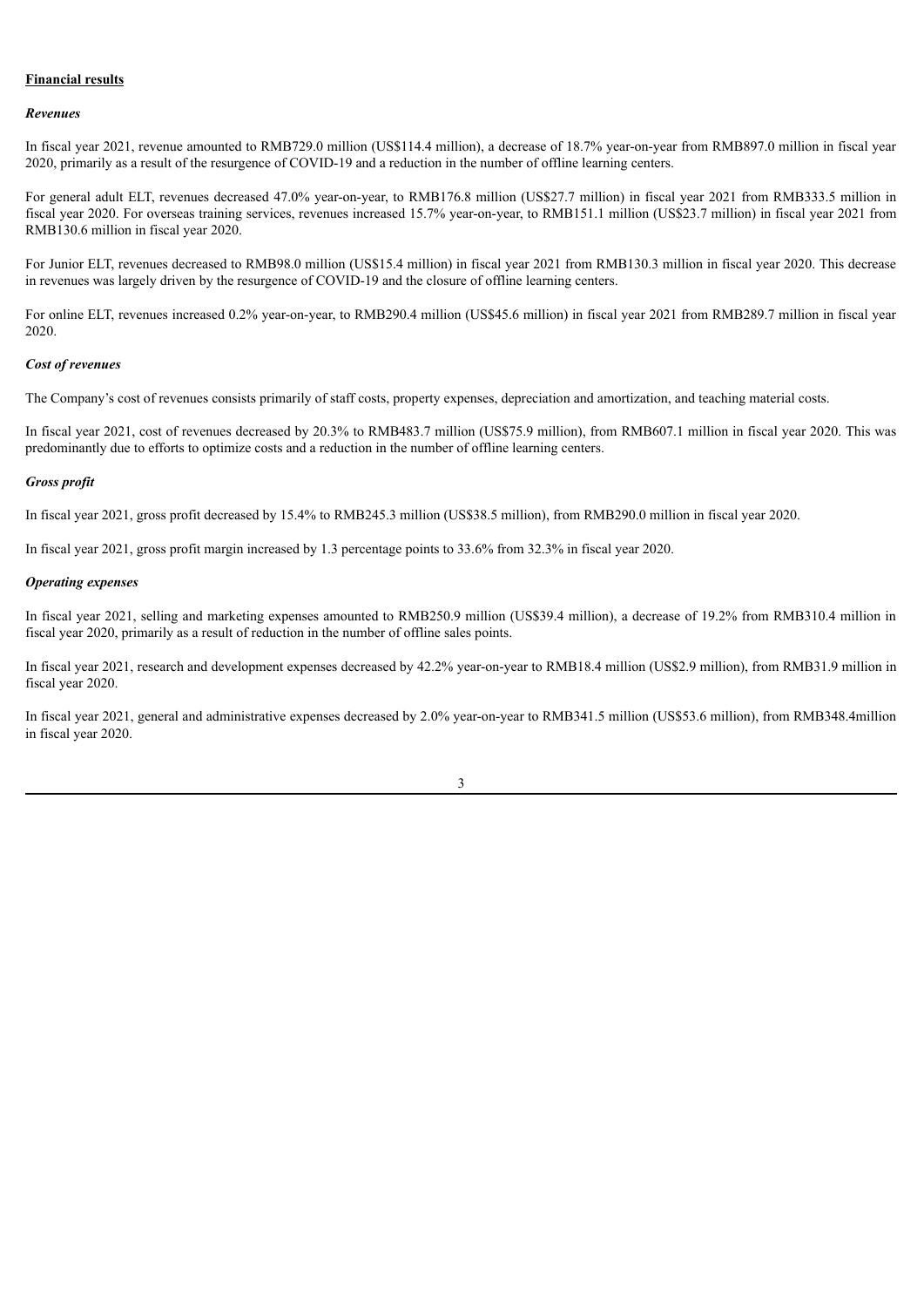**Financial results**

***Revenues***

In fiscal year 2021, revenue amounted to RMB729.0 million (US$114.4 million), a decrease of 18.7% year-on-year from RMB897.0 million in fiscal year 2020, primarily as a result of the resurgence of COVID-19 and a reduction in the number of offline learning centers.

For general adult ELT, revenues decreased 47.0% year-on-year, to RMB176.8 million (US$27.7 million) in fiscal year 2021 from RMB333.5 million in fiscal year 2020. For overseas training services, revenues increased 15.7% year-on-year, to RMB151.1 million (US$23.7 million) in fiscal year 2021 from RMB130.6 million in fiscal year 2020.

For Junior ELT, revenues decreased to RMB98.0 million (US$15.4 million) in fiscal year 2021 from RMB130.3 million in fiscal year 2020. This decrease in revenues was largely driven by the resurgence of COVID-19 and the closure of offline learning centers.

For online ELT, revenues increased 0.2% year-on-year, to RMB290.4 million (US$45.6 million) in fiscal year 2021 from RMB289.7 million in fiscal year 2020.

***Cost of revenues***

The Company's cost of revenues consists primarily of staff costs, property expenses, depreciation and amortization, and teaching material costs.

In fiscal year 2021, cost of revenues decreased by 20.3% to RMB483.7 million (US$75.9 million), from RMB607.1 million in fiscal year 2020. This was predominantly due to efforts to optimize costs and a reduction in the number of offline learning centers.

***Gross profit***

In fiscal year 2021, gross profit decreased by 15.4% to RMB245.3 million (US$38.5 million), from RMB290.0 million in fiscal year 2020.

In fiscal year 2021, gross profit margin increased by 1.3 percentage points to 33.6% from 32.3% in fiscal year 2020.

***Operating expenses***

In fiscal year 2021, selling and marketing expenses amounted to RMB250.9 million (US$39.4 million), a decrease of 19.2% from RMB310.4 million in fiscal year 2020, primarily as a result of reduction in the number of offline sales points.

In fiscal year 2021, research and development expenses decreased by 42.2% year-on-year to RMB18.4 million (US$2.9 million), from RMB31.9 million in fiscal year 2020.

In fiscal year 2021, general and administrative expenses decreased by 2.0% year-on-year to RMB341.5 million (US$53.6 million), from RMB348.4million in fiscal year 2020.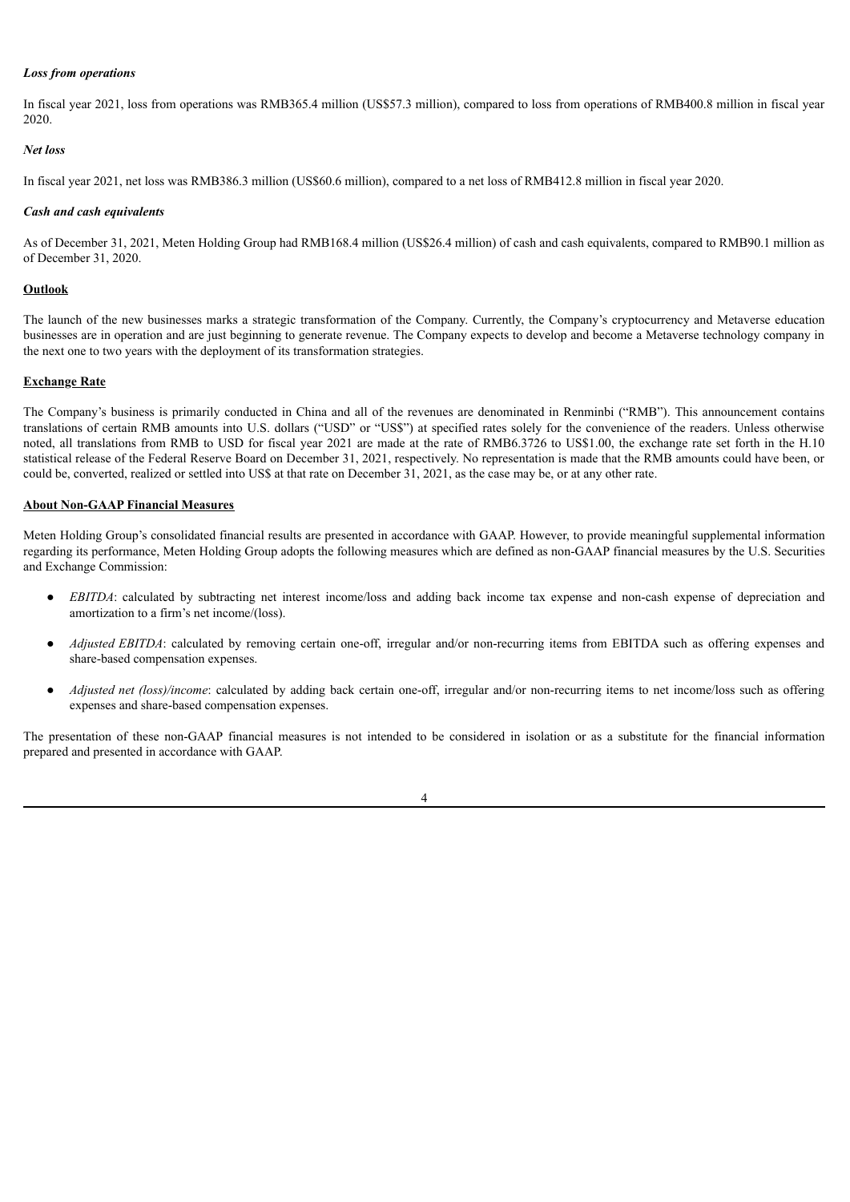***Loss from operations***

In fiscal year 2021, loss from operations was RMB365.4 million (US$57.3 million), compared to loss from operations of RMB400.8 million in fiscal year 2020.

***Net loss***

In fiscal year 2021, net loss was RMB386.3 million (US$60.6 million), compared to a net loss of RMB412.8 million in fiscal year 2020.

***Cash and cash equivalents***

As of December 31, 2021, Meten Holding Group had RMB168.4 million (US$26.4 million) of cash and cash equivalents, compared to RMB90.1 million as of December 31, 2020.

**Outlook**

The launch of the new businesses marks a strategic transformation of the Company. Currently, the Company's cryptocurrency and Metaverse education businesses are in operation and are just beginning to generate revenue. The Company expects to develop and become a Metaverse technology company in the next one to two years with the deployment of its transformation strategies.

**Exchange Rate**

The Company's business is primarily conducted in China and all of the revenues are denominated in Renminbi ("RMB"). This announcement contains translations of certain RMB amounts into U.S. dollars ("USD" or "US$") at specified rates solely for the convenience of the readers. Unless otherwise noted, all translations from RMB to USD for fiscal year 2021 are made at the rate of RMB6.3726 to US$1.00, the exchange rate set forth in the H.10 statistical release of the Federal Reserve Board on December 31, 2021, respectively. No representation is made that the RMB amounts could have been, or could be, converted, realized or settled into US$ at that rate on December 31, 2021, as the case may be, or at any other rate.

**About Non-GAAP Financial Measures**

Meten Holding Group's consolidated financial results are presented in accordance with GAAP. However, to provide meaningful supplemental information regarding its performance, Meten Holding Group adopts the following measures which are defined as non-GAAP financial measures by the U.S. Securities and Exchange Commission:

- *EBITDA*: calculated by subtracting net interest income/loss and adding back income tax expense and non-cash expense of depreciation and amortization to a firm's net income/(loss).
- *Adjusted EBITDA*: calculated by removing certain one-off, irregular and/or non-recurring items from EBITDA such as offering expenses and share-based compensation expenses.
- *Adjusted net (loss)/income*: calculated by adding back certain one-off, irregular and/or non-recurring items to net income/loss such as offering expenses and share-based compensation expenses.

The presentation of these non-GAAP financial measures is not intended to be considered in isolation or as a substitute for the financial information prepared and presented in accordance with GAAP.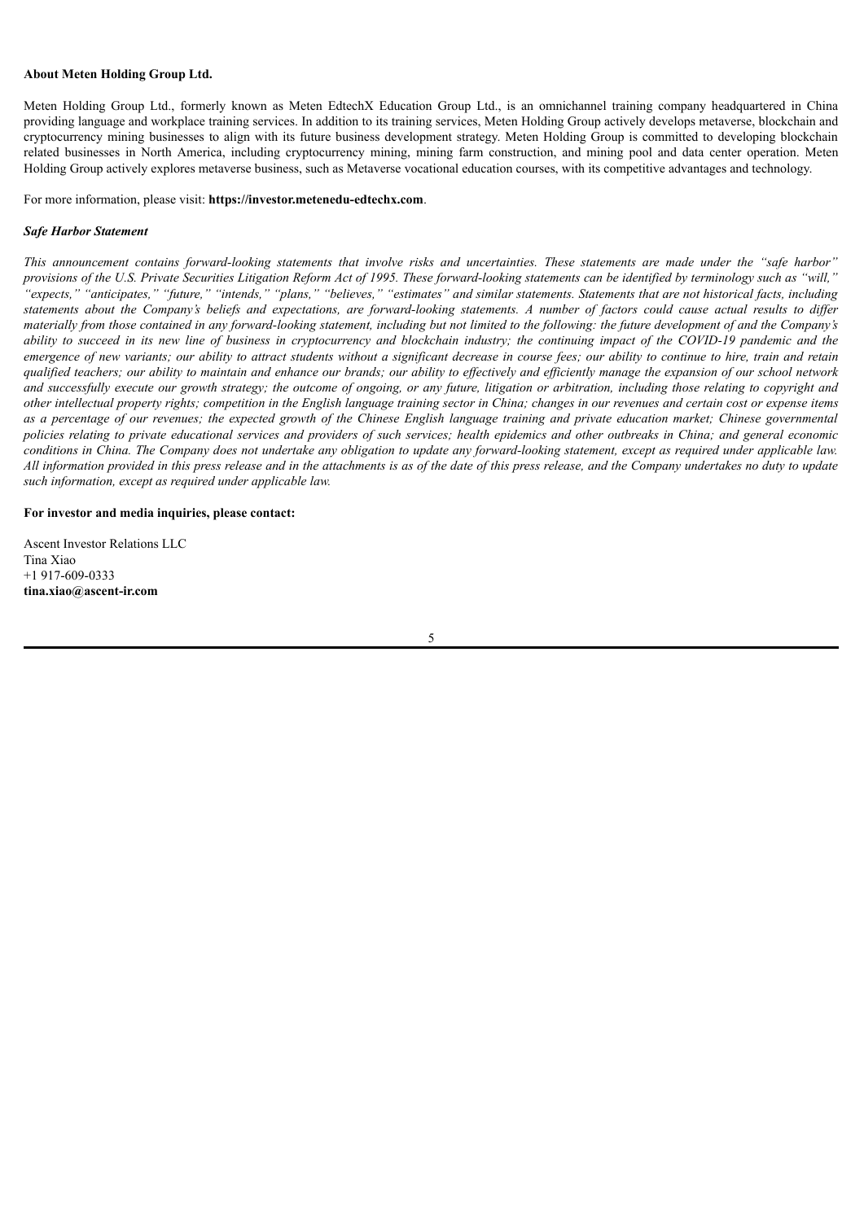**About Meten Holding Group Ltd.**

Meten Holding Group Ltd., formerly known as Meten EdtechX Education Group Ltd., is an omnichannel training company headquartered in China providing language and workplace training services. In addition to its training services, Meten Holding Group actively develops metaverse, blockchain and cryptocurrency mining businesses to align with its future business development strategy. Meten Holding Group is committed to developing blockchain related businesses in North America, including cryptocurrency mining, mining farm construction, and mining pool and data center operation. Meten Holding Group actively explores metaverse business, such as Metaverse vocational education courses, with its competitive advantages and technology.

For more information, please visit: **https://investor.metenedu-edtechx.com**.

***Safe Harbor Statement***

*This announcement contains forward-looking statements that involve risks and uncertainties. These statements are made under the "safe harbor" provisions of the U.S. Private Securities Litigation Reform Act of 1995. These forward-looking statements can be identified by terminology such as "will," "expects," "anticipates," "future," "intends," "plans," "believes," "estimates" and similar statements. Statements that are not historical facts, including statements about the Company's beliefs and expectations, are forward-looking statements. A number of factors could cause actual results to differ materially from those contained in any forward-looking statement, including but not limited to the following: the future development of and the Company's ability to succeed in its new line of business in cryptocurrency and blockchain industry; the continuing impact of the COVID-19 pandemic and the emergence of new variants; our ability to attract students without a significant decrease in course fees; our ability to continue to hire, train and retain qualified teachers; our ability to maintain and enhance our brands; our ability to effectively and efficiently manage the expansion of our school network and successfully execute our growth strategy; the outcome of ongoing, or any future, litigation or arbitration, including those relating to copyright and other intellectual property rights; competition in the English language training sector in China; changes in our revenues and certain cost or expense items as a percentage of our revenues; the expected growth of the Chinese English language training and private education market; Chinese governmental policies relating to private educational services and providers of such services; health epidemics and other outbreaks in China; and general economic conditions in China. The Company does not undertake any obligation to update any forward-looking statement, except as required under applicable law. All information provided in this press release and in the attachments is as of the date of this press release, and the Company undertakes no duty to update such information, except as required under applicable law.*

**For investor and media inquiries, please contact:**

Ascent Investor Relations LLC
Tina Xiao
+1 917-609-0333
**tina.xiao@ascent-ir.com**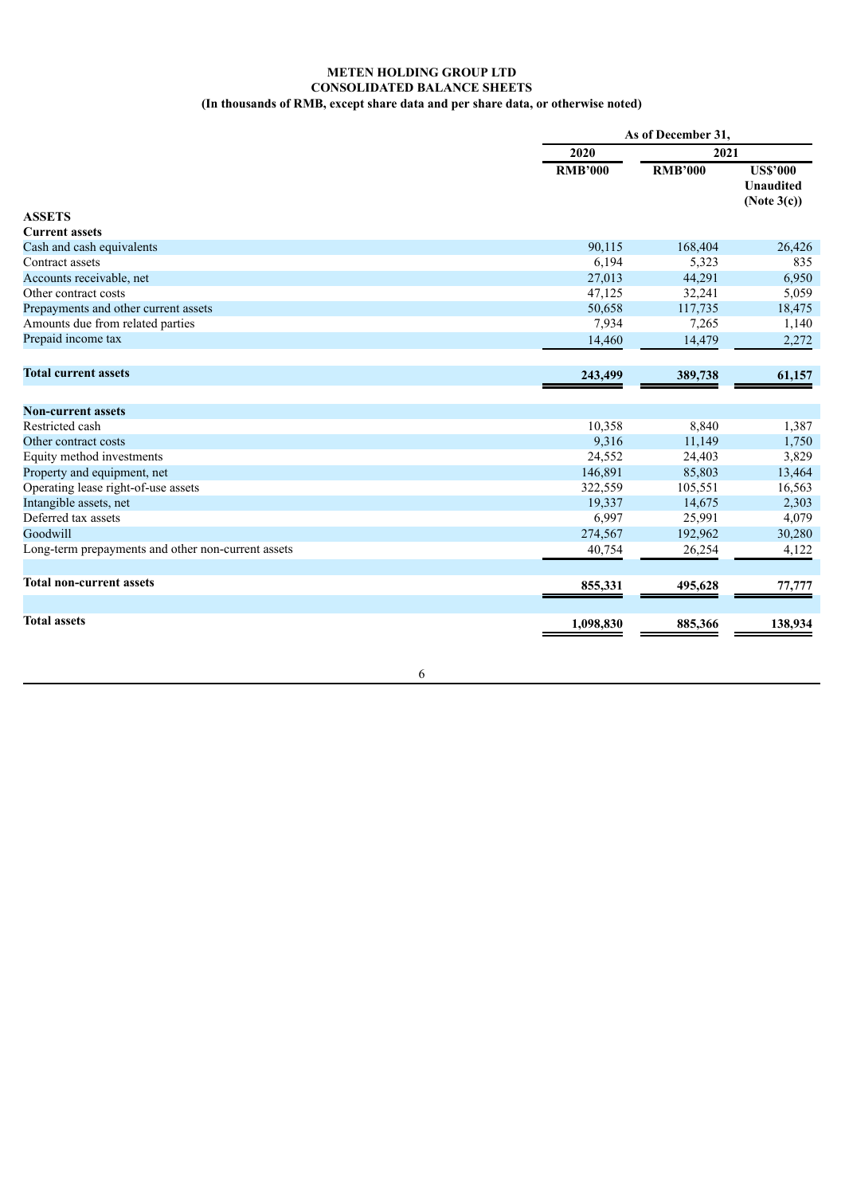**METEN HOLDING GROUP LTD**
**CONSOLIDATED BALANCE SHEETS**
**(In thousands of RMB, except share data and per share data, or otherwise noted)**

| | As of December 31, | | |
|---|---|---|---|
| | 2020 | 2021 | |
| | RMB'000 | RMB'000 | US$'000 Unaudited (Note 3(c)) |
| **ASSETS** | | | |
| **Current assets** | | | |
| Cash and cash equivalents | 90,115 | 168,404 | 26,426 |
| Contract assets | 6,194 | 5,323 | 835 |
| Accounts receivable, net | 27,013 | 44,291 | 6,950 |
| Other contract costs | 47,125 | 32,241 | 5,059 |
| Prepayments and other current assets | 50,658 | 117,735 | 18,475 |
| Amounts due from related parties | 7,934 | 7,265 | 1,140 |
| Prepaid income tax | 14,460 | 14,479 | 2,272 |
| **Total current assets** | **243,499** | **389,738** | **61,157** |
| **Non-current assets** | | | |
| Restricted cash | 10,358 | 8,840 | 1,387 |
| Other contract costs | 9,316 | 11,149 | 1,750 |
| Equity method investments | 24,552 | 24,403 | 3,829 |
| Property and equipment, net | 146,891 | 85,803 | 13,464 |
| Operating lease right-of-use assets | 322,559 | 105,551 | 16,563 |
| Intangible assets, net | 19,337 | 14,675 | 2,303 |
| Deferred tax assets | 6,997 | 25,991 | 4,079 |
| Goodwill | 274,567 | 192,962 | 30,280 |
| Long-term prepayments and other non-current assets | 40,754 | 26,254 | 4,122 |
| **Total non-current assets** | **855,331** | **495,628** | **77,777** |
| **Total assets** | **1,098,830** | **885,366** | **138,934** |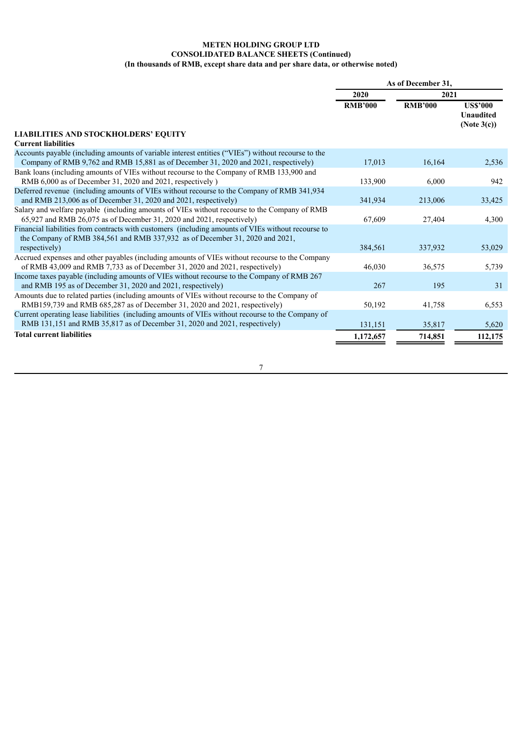**METEN HOLDING GROUP LTD**
**CONSOLIDATED BALANCE SHEETS (Continued)**
**(In thousands of RMB, except share data and per share data, or otherwise noted)**

| | As of December 31, | | |
|---|---|---|---|
| | 2020 | 2021 | |
| | RMB'000 | RMB'000 | US$'000 Unaudited (Note 3(c)) |
| **LIABILITIES AND STOCKHOLDERS' EQUITY** | | | |
| **Current liabilities** | | | |
| Accounts payable (including amounts of variable interest entities ("VIEs") without recourse to the Company of RMB 9,762 and RMB 15,881 as of December 31, 2020 and 2021, respectively) | 17,013 | 16,164 | 2,536 |
| Bank loans (including amounts of VIEs without recourse to the Company of RMB 133,900 and RMB 6,000 as of December 31, 2020 and 2021, respectively ) | 133,900 | 6,000 | 942 |
| Deferred revenue (including amounts of VIEs without recourse to the Company of RMB 341,934 and RMB 213,006 as of December 31, 2020 and 2021, respectively) | 341,934 | 213,006 | 33,425 |
| Salary and welfare payable (including amounts of VIEs without recourse to the Company of RMB 65,927 and RMB 26,075 as of December 31, 2020 and 2021, respectively) | 67,609 | 27,404 | 4,300 |
| Financial liabilities from contracts with customers (including amounts of VIEs without recourse to the Company of RMB 384,561 and RMB 337,932 as of December 31, 2020 and 2021, respectively) | 384,561 | 337,932 | 53,029 |
| Accrued expenses and other payables (including amounts of VIEs without recourse to the Company of RMB 43,009 and RMB 7,733 as of December 31, 2020 and 2021, respectively) | 46,030 | 36,575 | 5,739 |
| Income taxes payable (including amounts of VIEs without recourse to the Company of RMB 267 and RMB 195 as of December 31, 2020 and 2021, respectively) | 267 | 195 | 31 |
| Amounts due to related parties (including amounts of VIEs without recourse to the Company of RMB159,739 and RMB 685,287 as of December 31, 2020 and 2021, respectively) | 50,192 | 41,758 | 6,553 |
| Current operating lease liabilities (including amounts of VIEs without recourse to the Company of RMB 131,151 and RMB 35,817 as of December 31, 2020 and 2021, respectively) | 131,151 | 35,817 | 5,620 |
| **Total current liabilities** | **1,172,657** | **714,851** | **112,175** |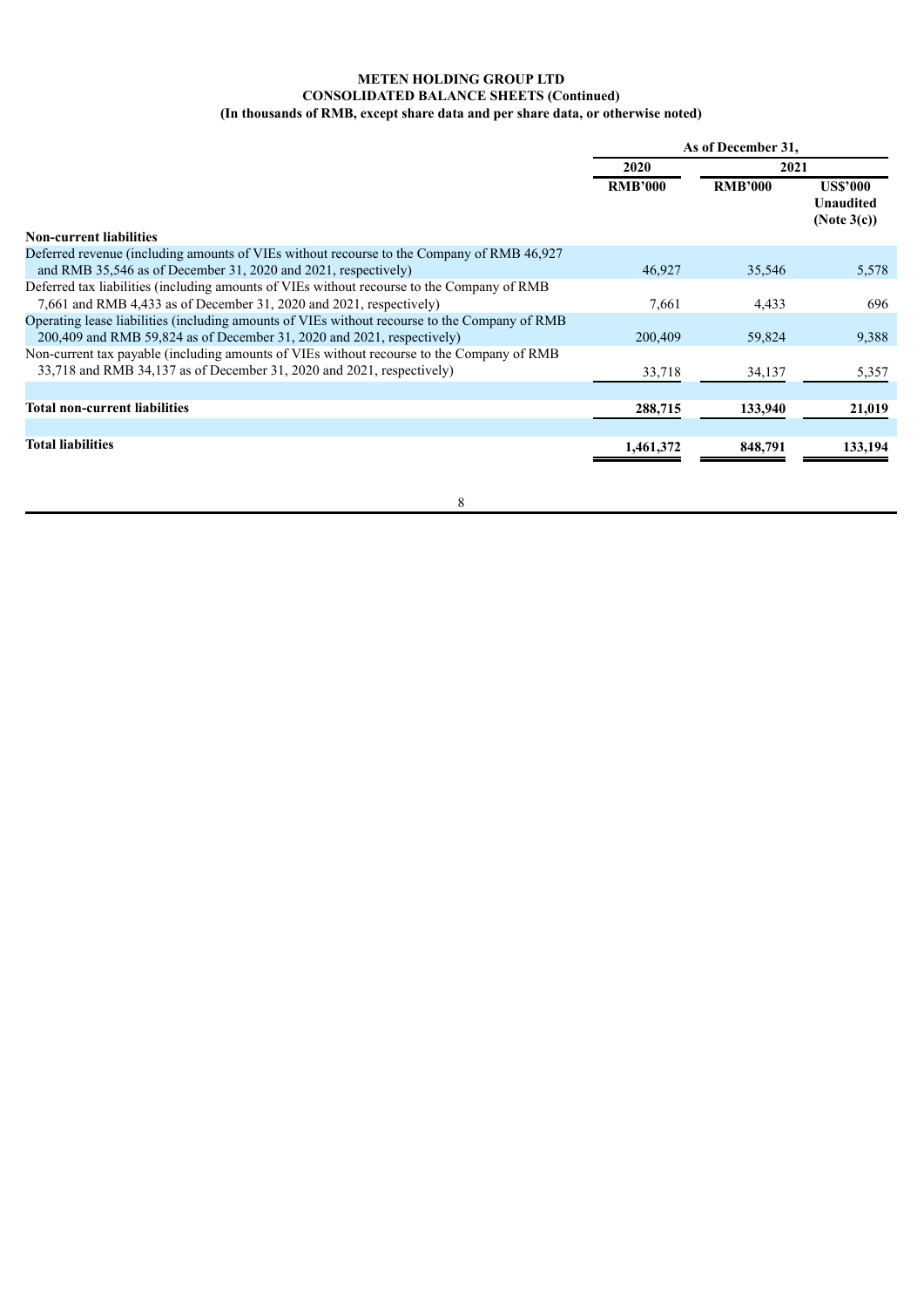**METEN HOLDING GROUP LTD**
**CONSOLIDATED BALANCE SHEETS (Continued)**
**(In thousands of RMB, except share data and per share data, or otherwise noted)**

| | As of December 31, | | |
|---|---|---|---|
| | 2020 | 2021 | |
| | RMB'000 | RMB'000 | US$'000 Unaudited (Note 3(c)) |
| **Non-current liabilities** | | | |
| Deferred revenue (including amounts of VIEs without recourse to the Company of RMB 46,927 and RMB 35,546 as of December 31, 2020 and 2021, respectively) | 46,927 | 35,546 | 5,578 |
| Deferred tax liabilities (including amounts of VIEs without recourse to the Company of RMB 7,661 and RMB 4,433 as of December 31, 2020 and 2021, respectively) | 7,661 | 4,433 | 696 |
| Operating lease liabilities (including amounts of VIEs without recourse to the Company of RMB 200,409 and RMB 59,824 as of December 31, 2020 and 2021, respectively) | 200,409 | 59,824 | 9,388 |
| Non-current tax payable (including amounts of VIEs without recourse to the Company of RMB 33,718 and RMB 34,137 as of December 31, 2020 and 2021, respectively) | 33,718 | 34,137 | 5,357 |
| **Total non-current liabilities** | **288,715** | **133,940** | **21,019** |
| **Total liabilities** | **1,461,372** | **848,791** | **133,194** |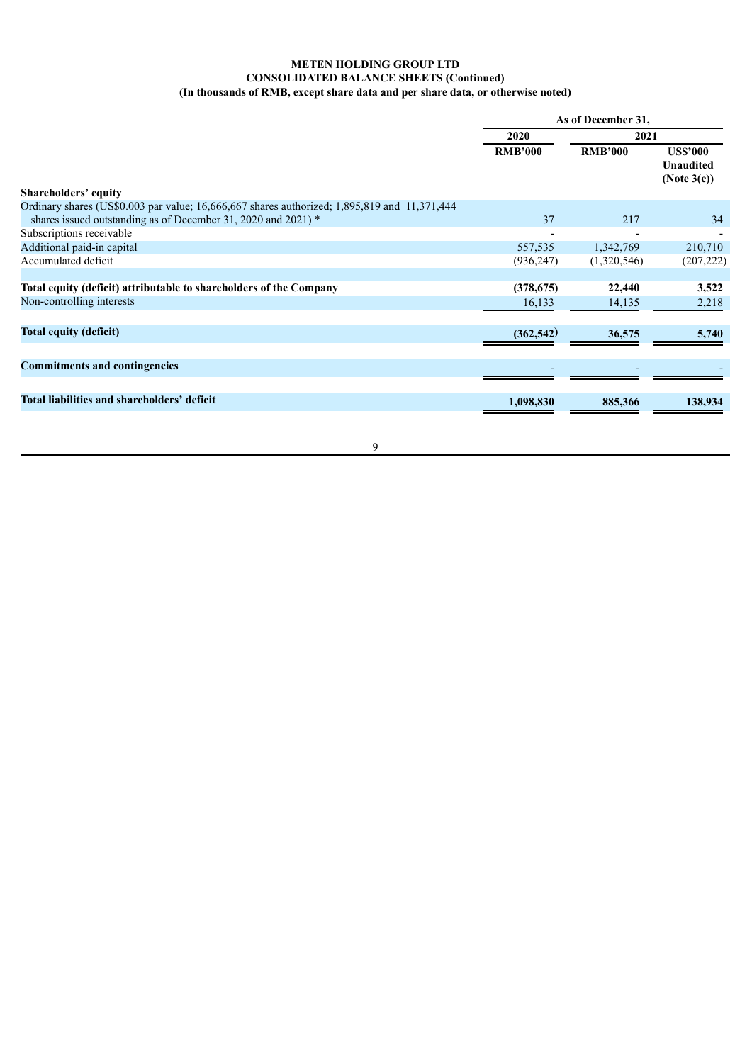**METEN HOLDING GROUP LTD**
**CONSOLIDATED BALANCE SHEETS (Continued)**
**(In thousands of RMB, except share data and per share data, or otherwise noted)**

| | As of December 31, | | |
|---|---|---|---|
| | 2020 | 2021 | |
| | RMB'000 | RMB'000 | US$'000 Unaudited (Note 3(c)) |
| **Shareholders' equity** | | | |
| Ordinary shares (US$0.003 par value; 16,666,667 shares authorized; 1,895,819 and 11,371,444 shares issued outstanding as of December 31, 2020 and 2021) * | 37 | 217 | 34 |
| Subscriptions receivable | - | - | - |
| Additional paid-in capital | 557,535 | 1,342,769 | 210,710 |
| Accumulated deficit | (936,247) | (1,320,546) | (207,222) |
| **Total equity (deficit) attributable to shareholders of the Company** | **(378,675)** | **22,440** | **3,522** |
| Non-controlling interests | 16,133 | 14,135 | 2,218 |
| **Total equity (deficit)** | **(362,542)** | **36,575** | **5,740** |
| **Commitments and contingencies** | - | - | - |
| **Total liabilities and shareholders' deficit** | **1,098,830** | **885,366** | **138,934** |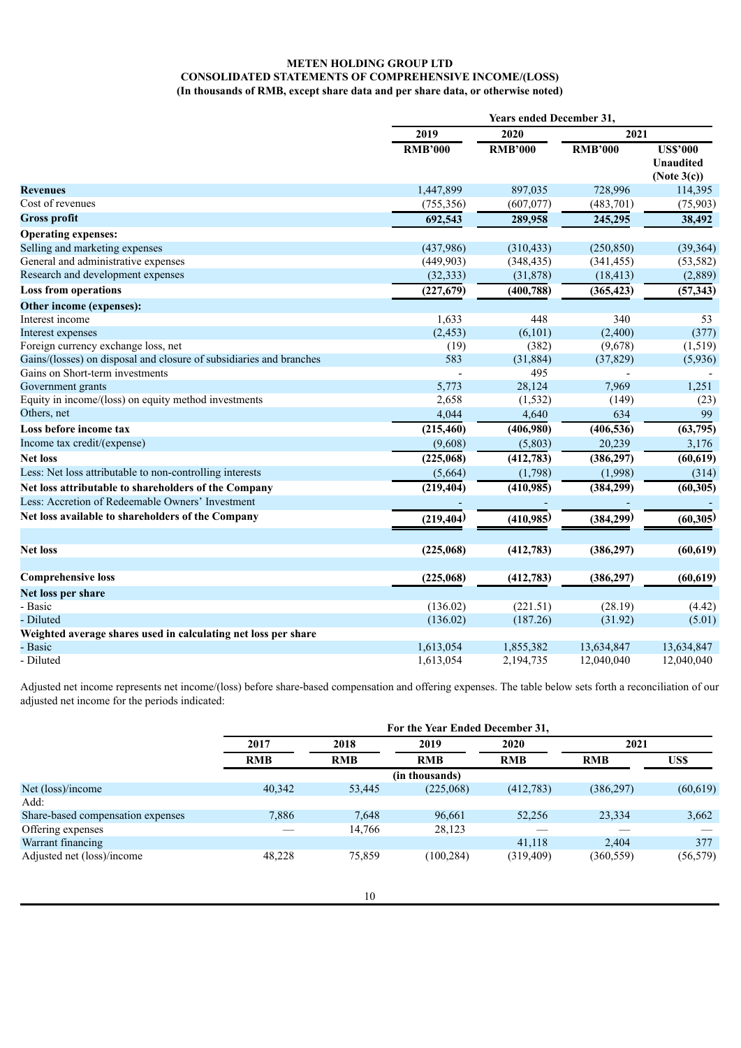**METEN HOLDING GROUP LTD**
**CONSOLIDATED STATEMENTS OF COMPREHENSIVE INCOME/(LOSS)**
**(In thousands of RMB, except share data and per share data, or otherwise noted)**

| | Years ended December 31, | | | |
|---|---|---|---|---|
| | 2019 | 2020 | 2021 | |
| | RMB'000 | RMB'000 | RMB'000 | US$'000 Unaudited (Note 3(c)) |
| **Revenues** | 1,447,899 | 897,035 | 728,996 | 114,395 |
| Cost of revenues | (755,356) | (607,077) | (483,701) | (75,903) |
| **Gross profit** | **692,543** | **289,958** | **245,295** | **38,492** |
| **Operating expenses:** | | | | |
| Selling and marketing expenses | (437,986) | (310,433) | (250,850) | (39,364) |
| General and administrative expenses | (449,903) | (348,435) | (341,455) | (53,582) |
| Research and development expenses | (32,333) | (31,878) | (18,413) | (2,889) |
| **Loss from operations** | **(227,679)** | **(400,788)** | **(365,423)** | **(57,343)** |
| **Other income (expenses):** | | | | |
| Interest income | 1,633 | 448 | 340 | 53 |
| Interest expenses | (2,453) | (6,101) | (2,400) | (377) |
| Foreign currency exchange loss, net | (19) | (382) | (9,678) | (1,519) |
| Gains/(losses) on disposal and closure of subsidiaries and branches | 583 | (31,884) | (37,829) | (5,936) |
| Gains on Short-term investments | - | 495 | - | - |
| Government grants | 5,773 | 28,124 | 7,969 | 1,251 |
| Equity in income/(loss) on equity method investments | 2,658 | (1,532) | (149) | (23) |
| Others, net | 4,044 | 4,640 | 634 | 99 |
| **Loss before income tax** | **(215,460)** | **(406,980)** | **(406,536)** | **(63,795)** |
| Income tax credit/(expense) | (9,608) | (5,803) | 20,239 | 3,176 |
| **Net loss** | **(225,068)** | **(412,783)** | **(386,297)** | **(60,619)** |
| Less: Net loss attributable to non-controlling interests | (5,664) | (1,798) | (1,998) | (314) |
| **Net loss attributable to shareholders of the Company** | **(219,404)** | **(410,985)** | **(384,299)** | **(60,305)** |
| Less: Accretion of Redeemable Owners' Investment | - | - | - | - |
| **Net loss available to shareholders of the Company** | **(219,404)** | **(410,985)** | **(384,299)** | **(60,305)** |
| | | | | |
| **Net loss** | **(225,068)** | **(412,783)** | **(386,297)** | **(60,619)** |
| | | | | |
| **Comprehensive loss** | **(225,068)** | **(412,783)** | **(386,297)** | **(60,619)** |
| **Net loss per share** | | | | |
| - Basic | (136.02) | (221.51) | (28.19) | (4.42) |
| - Diluted | (136.02) | (187.26) | (31.92) | (5.01) |
| **Weighted average shares used in calculating net loss per share** | | | | |
| - Basic | 1,613,054 | 1,855,382 | 13,634,847 | 13,634,847 |
| - Diluted | 1,613,054 | 2,194,735 | 12,040,040 | 12,040,040 |

Adjusted net income represents net income/(loss) before share-based compensation and offering expenses. The table below sets forth a reconciliation of our adjusted net income for the periods indicated:

| | For the Year Ended December 31, | | | | | |
|---|---|---|---|---|---|---|
| | 2017 | 2018 | 2019 | 2020 | 2021 | |
| | RMB | RMB | RMB | RMB | RMB | US$ |
| | | | (in thousands) | | | |
| Net (loss)/income | 40,342 | 53,445 | (225,068) | (412,783) | (386,297) | (60,619) |
| Add: | | | | | | |
| Share-based compensation expenses | 7,886 | 7,648 | 96,661 | 52,256 | 23,334 | 3,662 |
| Offering expenses | — | 14,766 | 28,123 | — | — | — |
| Warrant financing | | | | 41,118 | 2,404 | 377 |
| Adjusted net (loss)/income | 48,228 | 75,859 | (100,284) | (319,409) | (360,559) | (56,579) |